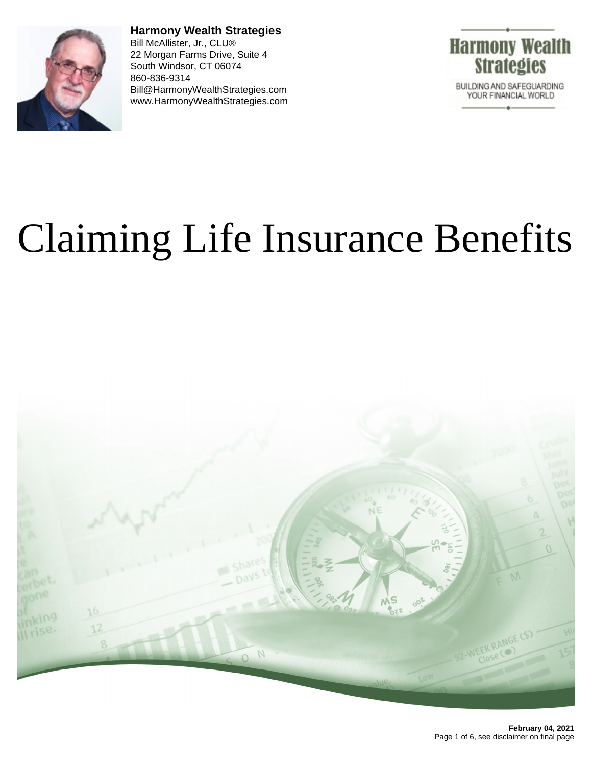**Harmony Wealth Strategies**
Bill McAllister, Jr., CLU®
22 Morgan Farms Drive, Suite 4
South Windsor, CT 06074
860-836-9314
Bill@HarmonyWealthStrategies.com
www.HarmonyWealthStrategies.com

# Claiming Life Insurance Benefits

**February 04, 2021**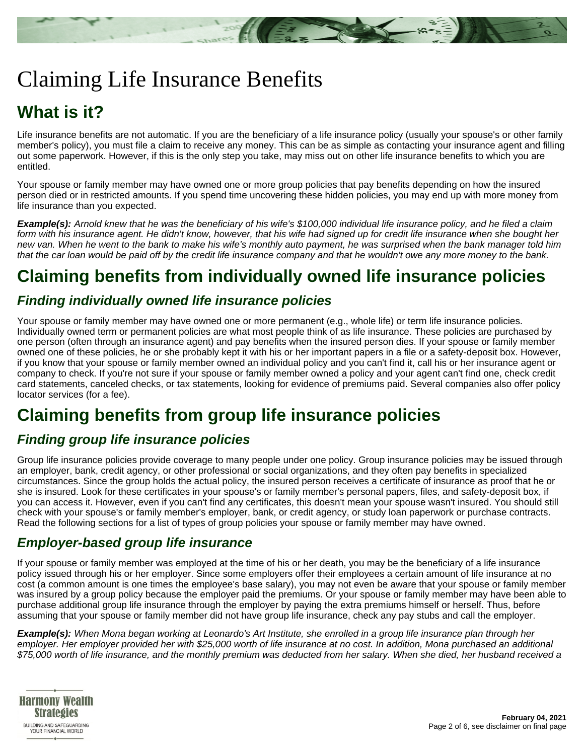# Claiming Life Insurance Benefits

## What is it?

Life insurance benefits are not automatic. If you are the beneficiary of a life insurance policy (usually your spouse's or other family member's policy), you must file a claim to receive any money. This can be as simple as contacting your insurance agent and filling out some paperwork. However, if this is the only step you take, may miss out on other life insurance benefits to which you are entitled.

Your spouse or family member may have owned one or more group policies that pay benefits depending on how the insured person died or in restricted amounts. If you spend time uncovering these hidden policies, you may end up with more money from life insurance than you expected.

***Example(s):*** *Arnold knew that he was the beneficiary of his wife's $100,000 individual life insurance policy, and he filed a claim form with his insurance agent. He didn't know, however, that his wife had signed up for credit life insurance when she bought her new van. When he went to the bank to make his wife's monthly auto payment, he was surprised when the bank manager told him that the car loan would be paid off by the credit life insurance company and that he wouldn't owe any more money to the bank.*

## Claiming benefits from individually owned life insurance policies

### Finding individually owned life insurance policies

Your spouse or family member may have owned one or more permanent (e.g., whole life) or term life insurance policies. Individually owned term or permanent policies are what most people think of as life insurance. These policies are purchased by one person (often through an insurance agent) and pay benefits when the insured person dies. If your spouse or family member owned one of these policies, he or she probably kept it with his or her important papers in a file or a safety-deposit box. However, if you know that your spouse or family member owned an individual policy and you can't find it, call his or her insurance agent or company to check. If you're not sure if your spouse or family member owned a policy and your agent can't find one, check credit card statements, canceled checks, or tax statements, looking for evidence of premiums paid. Several companies also offer policy locator services (for a fee).

## Claiming benefits from group life insurance policies

### Finding group life insurance policies

Group life insurance policies provide coverage to many people under one policy. Group insurance policies may be issued through an employer, bank, credit agency, or other professional or social organizations, and they often pay benefits in specialized circumstances. Since the group holds the actual policy, the insured person receives a certificate of insurance as proof that he or she is insured. Look for these certificates in your spouse's or family member's personal papers, files, and safety-deposit box, if you can access it. However, even if you can't find any certificates, this doesn't mean your spouse wasn't insured. You should still check with your spouse's or family member's employer, bank, or credit agency, or study loan paperwork or purchase contracts. Read the following sections for a list of types of group policies your spouse or family member may have owned.

### Employer-based group life insurance

If your spouse or family member was employed at the time of his or her death, you may be the beneficiary of a life insurance policy issued through his or her employer. Since some employers offer their employees a certain amount of life insurance at no cost (a common amount is one times the employee's base salary), you may not even be aware that your spouse or family member was insured by a group policy because the employer paid the premiums. Or your spouse or family member may have been able to purchase additional group life insurance through the employer by paying the extra premiums himself or herself. Thus, before assuming that your spouse or family member did not have group life insurance, check any pay stubs and call the employer.

***Example(s):*** *When Mona began working at Leonardo's Art Institute, she enrolled in a group life insurance plan through her employer. Her employer provided her with $25,000 worth of life insurance at no cost. In addition, Mona purchased an additional $75,000 worth of life insurance, and the monthly premium was deducted from her salary. When she died, her husband received a*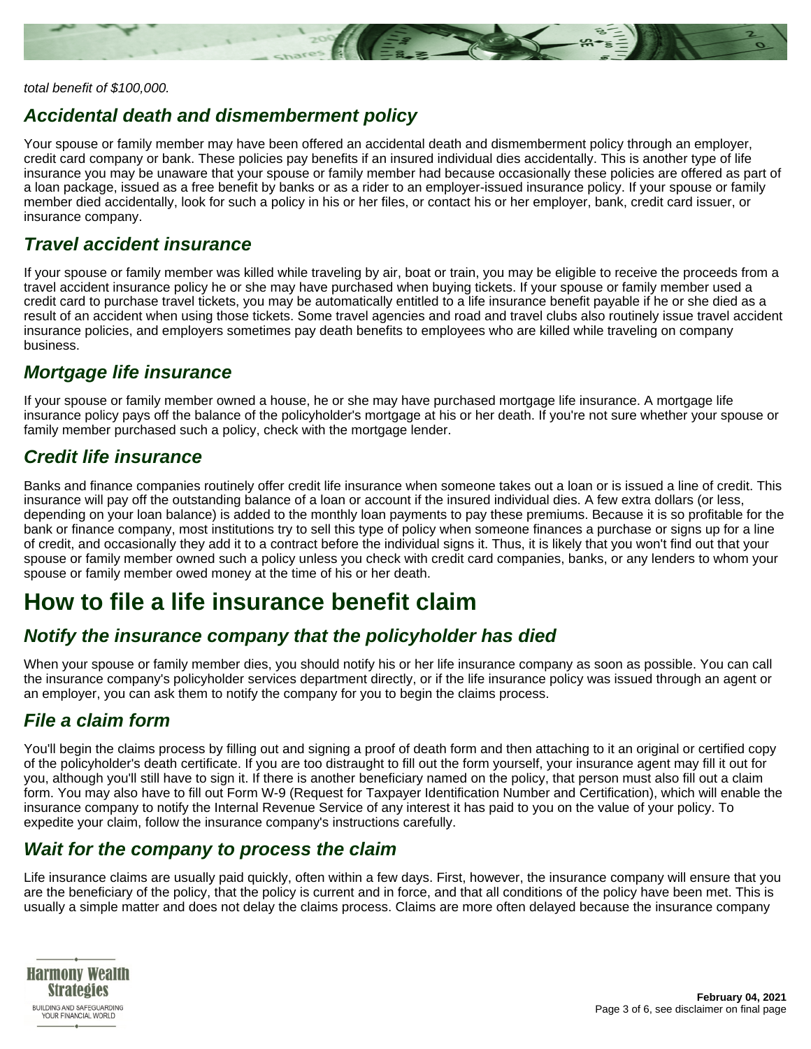*total benefit of $100,000.*

### Accidental death and dismemberment policy

Your spouse or family member may have been offered an accidental death and dismemberment policy through an employer, credit card company or bank. These policies pay benefits if an insured individual dies accidentally. This is another type of life insurance you may be unaware that your spouse or family member had because occasionally these policies are offered as part of a loan package, issued as a free benefit by banks or as a rider to an employer-issued insurance policy. If your spouse or family member died accidentally, look for such a policy in his or her files, or contact his or her employer, bank, credit card issuer, or insurance company.

### Travel accident insurance

If your spouse or family member was killed while traveling by air, boat or train, you may be eligible to receive the proceeds from a travel accident insurance policy he or she may have purchased when buying tickets. If your spouse or family member used a credit card to purchase travel tickets, you may be automatically entitled to a life insurance benefit payable if he or she died as a result of an accident when using those tickets. Some travel agencies and road and travel clubs also routinely issue travel accident insurance policies, and employers sometimes pay death benefits to employees who are killed while traveling on company business.

### Mortgage life insurance

If your spouse or family member owned a house, he or she may have purchased mortgage life insurance. A mortgage life insurance policy pays off the balance of the policyholder's mortgage at his or her death. If you're not sure whether your spouse or family member purchased such a policy, check with the mortgage lender.

### Credit life insurance

Banks and finance companies routinely offer credit life insurance when someone takes out a loan or is issued a line of credit. This insurance will pay off the outstanding balance of a loan or account if the insured individual dies. A few extra dollars (or less, depending on your loan balance) is added to the monthly loan payments to pay these premiums. Because it is so profitable for the bank or finance company, most institutions try to sell this type of policy when someone finances a purchase or signs up for a line of credit, and occasionally they add it to a contract before the individual signs it. Thus, it is likely that you won't find out that your spouse or family member owned such a policy unless you check with credit card companies, banks, or any lenders to whom your spouse or family member owed money at the time of his or her death.

## How to file a life insurance benefit claim

### Notify the insurance company that the policyholder has died

When your spouse or family member dies, you should notify his or her life insurance company as soon as possible. You can call the insurance company's policyholder services department directly, or if the life insurance policy was issued through an agent or an employer, you can ask them to notify the company for you to begin the claims process.

### File a claim form

You'll begin the claims process by filling out and signing a proof of death form and then attaching to it an original or certified copy of the policyholder's death certificate. If you are too distraught to fill out the form yourself, your insurance agent may fill it out for you, although you'll still have to sign it. If there is another beneficiary named on the policy, that person must also fill out a claim form. You may also have to fill out Form W-9 (Request for Taxpayer Identification Number and Certification), which will enable the insurance company to notify the Internal Revenue Service of any interest it has paid to you on the value of your policy. To expedite your claim, follow the insurance company's instructions carefully.

### Wait for the company to process the claim

Life insurance claims are usually paid quickly, often within a few days. First, however, the insurance company will ensure that you are the beneficiary of the policy, that the policy is current and in force, and that all conditions of the policy have been met. This is usually a simple matter and does not delay the claims process. Claims are more often delayed because the insurance company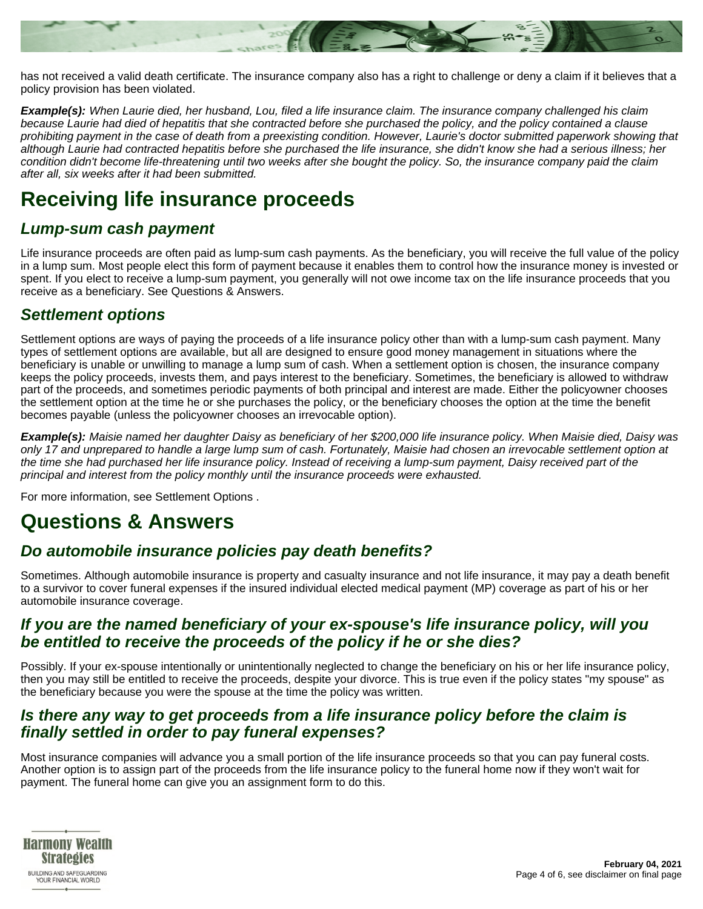has not received a valid death certificate. The insurance company also has a right to challenge or deny a claim if it believes that a policy provision has been violated.

***Example(s):*** *When Laurie died, her husband, Lou, filed a life insurance claim. The insurance company challenged his claim because Laurie had died of hepatitis that she contracted before she purchased the policy, and the policy contained a clause prohibiting payment in the case of death from a preexisting condition. However, Laurie's doctor submitted paperwork showing that although Laurie had contracted hepatitis before she purchased the life insurance, she didn't know she had a serious illness; her condition didn't become life-threatening until two weeks after she bought the policy. So, the insurance company paid the claim after all, six weeks after it had been submitted.*

# Receiving life insurance proceeds

## Lump-sum cash payment

Life insurance proceeds are often paid as lump-sum cash payments. As the beneficiary, you will receive the full value of the policy in a lump sum. Most people elect this form of payment because it enables them to control how the insurance money is invested or spent. If you elect to receive a lump-sum payment, you generally will not owe income tax on the life insurance proceeds that you receive as a beneficiary. See Questions & Answers.

## Settlement options

Settlement options are ways of paying the proceeds of a life insurance policy other than with a lump-sum cash payment. Many types of settlement options are available, but all are designed to ensure good money management in situations where the beneficiary is unable or unwilling to manage a lump sum of cash. When a settlement option is chosen, the insurance company keeps the policy proceeds, invests them, and pays interest to the beneficiary. Sometimes, the beneficiary is allowed to withdraw part of the proceeds, and sometimes periodic payments of both principal and interest are made. Either the policyowner chooses the settlement option at the time he or she purchases the policy, or the beneficiary chooses the option at the time the benefit becomes payable (unless the policyowner chooses an irrevocable option).

***Example(s):*** *Maisie named her daughter Daisy as beneficiary of her $200,000 life insurance policy. When Maisie died, Daisy was only 17 and unprepared to handle a large lump sum of cash. Fortunately, Maisie had chosen an irrevocable settlement option at the time she had purchased her life insurance policy. Instead of receiving a lump-sum payment, Daisy received part of the principal and interest from the policy monthly until the insurance proceeds were exhausted.*

For more information, see Settlement Options .

# Questions & Answers

## Do automobile insurance policies pay death benefits?

Sometimes. Although automobile insurance is property and casualty insurance and not life insurance, it may pay a death benefit to a survivor to cover funeral expenses if the insured individual elected medical payment (MP) coverage as part of his or her automobile insurance coverage.

## If you are the named beneficiary of your ex-spouse's life insurance policy, will you be entitled to receive the proceeds of the policy if he or she dies?

Possibly. If your ex-spouse intentionally or unintentionally neglected to change the beneficiary on his or her life insurance policy, then you may still be entitled to receive the proceeds, despite your divorce. This is true even if the policy states "my spouse" as the beneficiary because you were the spouse at the time the policy was written.

## Is there any way to get proceeds from a life insurance policy before the claim is finally settled in order to pay funeral expenses?

Most insurance companies will advance you a small portion of the life insurance proceeds so that you can pay funeral costs. Another option is to assign part of the proceeds from the life insurance policy to the funeral home now if they won't wait for payment. The funeral home can give you an assignment form to do this.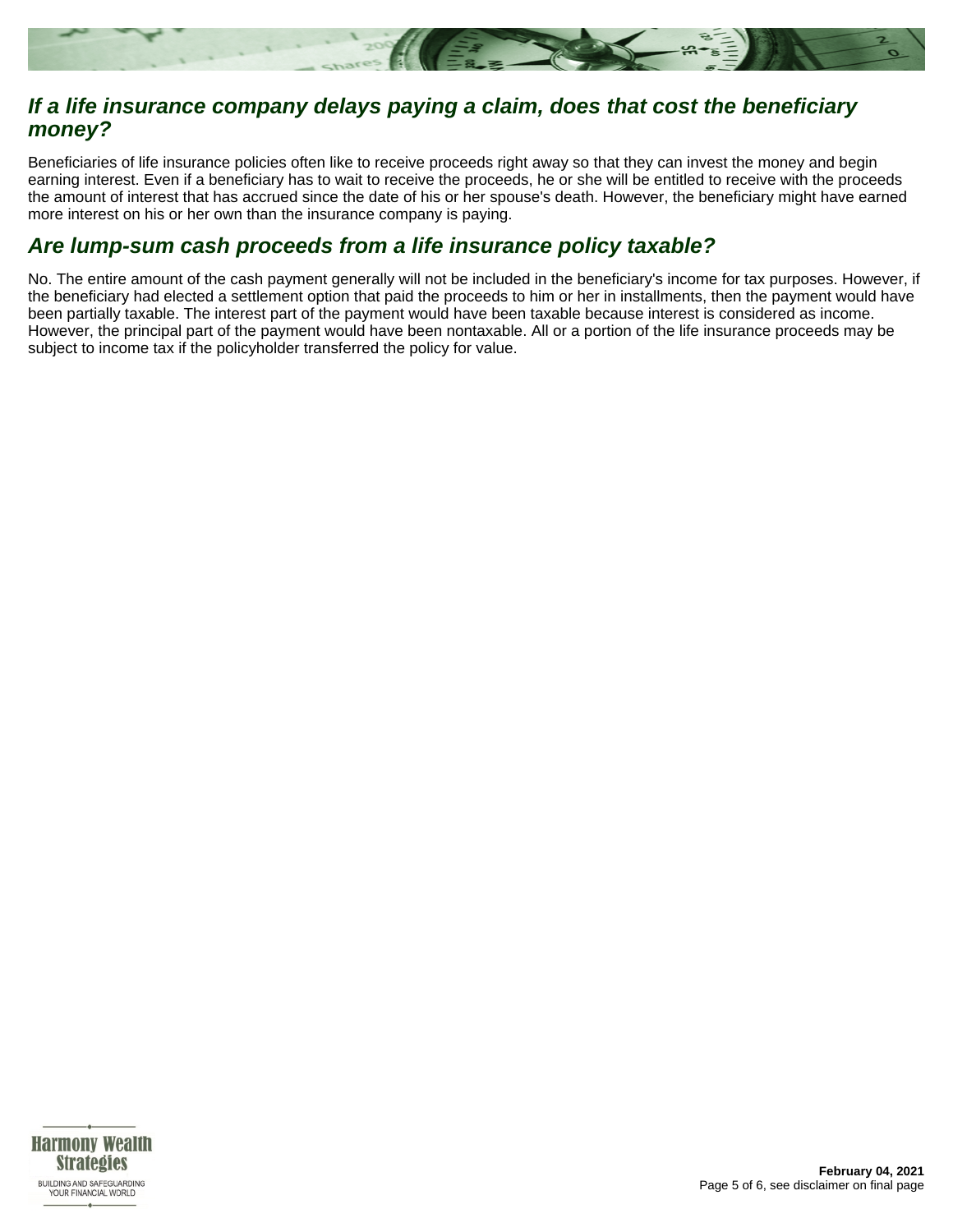## *If a life insurance company delays paying a claim, does that cost the beneficiary money?*

Beneficiaries of life insurance policies often like to receive proceeds right away so that they can invest the money and begin earning interest. Even if a beneficiary has to wait to receive the proceeds, he or she will be entitled to receive with the proceeds the amount of interest that has accrued since the date of his or her spouse's death. However, the beneficiary might have earned more interest on his or her own than the insurance company is paying.

## *Are lump-sum cash proceeds from a life insurance policy taxable?*

No. The entire amount of the cash payment generally will not be included in the beneficiary's income for tax purposes. However, if the beneficiary had elected a settlement option that paid the proceeds to him or her in installments, then the payment would have been partially taxable. The interest part of the payment would have been taxable because interest is considered as income. However, the principal part of the payment would have been nontaxable. All or a portion of the life insurance proceeds may be subject to income tax if the policyholder transferred the policy for value.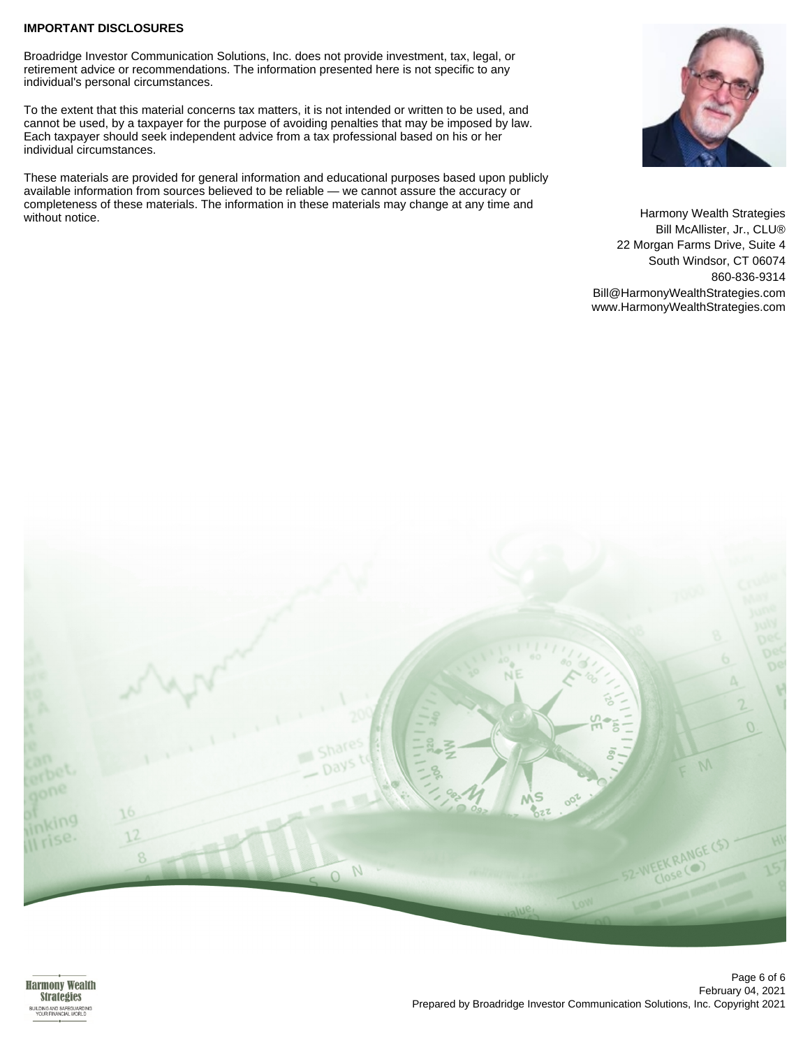**IMPORTANT DISCLOSURES**

Broadridge Investor Communication Solutions, Inc. does not provide investment, tax, legal, or retirement advice or recommendations. The information presented here is not specific to any individual's personal circumstances.

To the extent that this material concerns tax matters, it is not intended or written to be used, and cannot be used, by a taxpayer for the purpose of avoiding penalties that may be imposed by law. Each taxpayer should seek independent advice from a tax professional based on his or her individual circumstances.

These materials are provided for general information and educational purposes based upon publicly available information from sources believed to be reliable — we cannot assure the accuracy or completeness of these materials. The information in these materials may change at any time and without notice.

Harmony Wealth Strategies
Bill McAllister, Jr., CLU®
22 Morgan Farms Drive, Suite 4
South Windsor, CT 06074
860-836-9314
Bill@HarmonyWealthStrategies.com
www.HarmonyWealthStrategies.com

February 04, 2021
Prepared by Broadridge Investor Communication Solutions, Inc. Copyright 2021